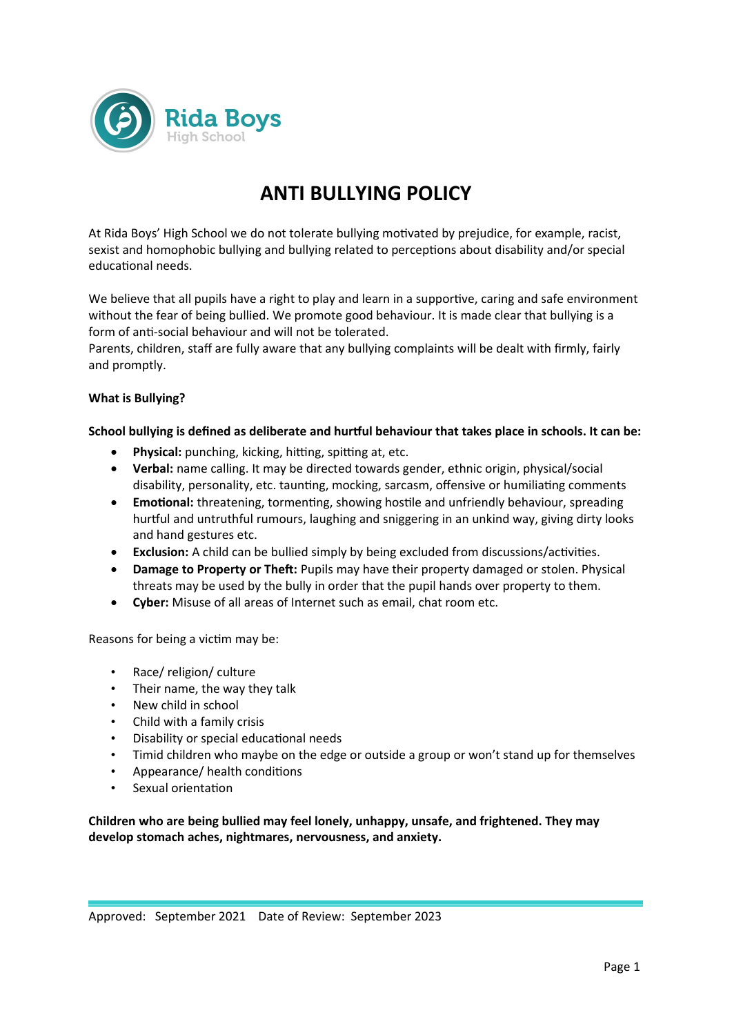Rida Boys
High School

# ANTI BULLYING POLICY

At Rida Boys' High School we do not tolerate bullying motivated by prejudice, for example, racist, sexist and homophobic bullying and bullying related to perceptions about disability and/or special educational needs.

We believe that all pupils have a right to play and learn in a supportive, caring and safe environment without the fear of being bullied. We promote good behaviour. It is made clear that bullying is a form of anti-social behaviour and will not be tolerated.
Parents, children, staff are fully aware that any bullying complaints will be dealt with firmly, fairly and promptly.

**What is Bullying?**

**School bullying is defined as deliberate and hurtful behaviour that takes place in schools. It can be:**

- **Physical:** punching, kicking, hitting, spitting at, etc.
- **Verbal:** name calling. It may be directed towards gender, ethnic origin, physical/social disability, personality, etc. taunting, mocking, sarcasm, offensive or humiliating comments
- **Emotional:** threatening, tormenting, showing hostile and unfriendly behaviour, spreading hurtful and untruthful rumours, laughing and sniggering in an unkind way, giving dirty looks and hand gestures etc.
- **Exclusion:** A child can be bullied simply by being excluded from discussions/activities.
- **Damage to Property or Theft:** Pupils may have their property damaged or stolen. Physical threats may be used by the bully in order that the pupil hands over property to them.
- **Cyber:** Misuse of all areas of Internet such as email, chat room etc.

Reasons for being a victim may be:

- Race/ religion/ culture
- Their name, the way they talk
- New child in school
- Child with a family crisis
- Disability or special educational needs
- Timid children who maybe on the edge or outside a group or won't stand up for themselves
- Appearance/ health conditions
- Sexual orientation

**Children who are being bullied may feel lonely, unhappy, unsafe, and frightened. They may develop stomach aches, nightmares, nervousness, and anxiety.**

Approved: September 2021  Date of Review: September 2023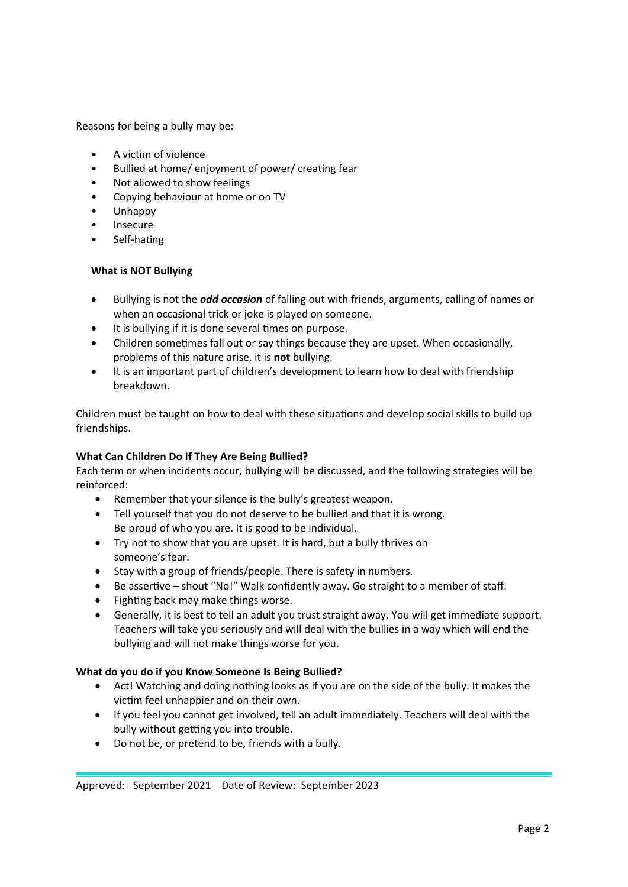Reasons for being a bully may be:

- A victim of violence
- Bullied at home/ enjoyment of power/ creating fear
- Not allowed to show feelings
- Copying behaviour at home or on TV
- Unhappy
- Insecure
- Self-hating

**What is NOT Bullying**

- Bullying is not the ***odd occasion*** of falling out with friends, arguments, calling of names or when an occasional trick or joke is played on someone.
- It is bullying if it is done several times on purpose.
- Children sometimes fall out or say things because they are upset. When occasionally, problems of this nature arise, it is **not** bullying.
- It is an important part of children's development to learn how to deal with friendship breakdown.

Children must be taught on how to deal with these situations and develop social skills to build up friendships.

**What Can Children Do If They Are Being Bullied?**

Each term or when incidents occur, bullying will be discussed, and the following strategies will be reinforced:

- Remember that your silence is the bully's greatest weapon.
- Tell yourself that you do not deserve to be bullied and that it is wrong. Be proud of who you are. It is good to be individual.
- Try not to show that you are upset. It is hard, but a bully thrives on someone's fear.
- Stay with a group of friends/people. There is safety in numbers.
- Be assertive – shout "No!" Walk confidently away. Go straight to a member of staff.
- Fighting back may make things worse.
- Generally, it is best to tell an adult you trust straight away. You will get immediate support. Teachers will take you seriously and will deal with the bullies in a way which will end the bullying and will not make things worse for you.

**What do you do if you Know Someone Is Being Bullied?**

- Act! Watching and doing nothing looks as if you are on the side of the bully. It makes the victim feel unhappier and on their own.
- If you feel you cannot get involved, tell an adult immediately. Teachers will deal with the bully without getting you into trouble.
- Do not be, or pretend to be, friends with a bully.

Approved: September 2021 Date of Review: September 2023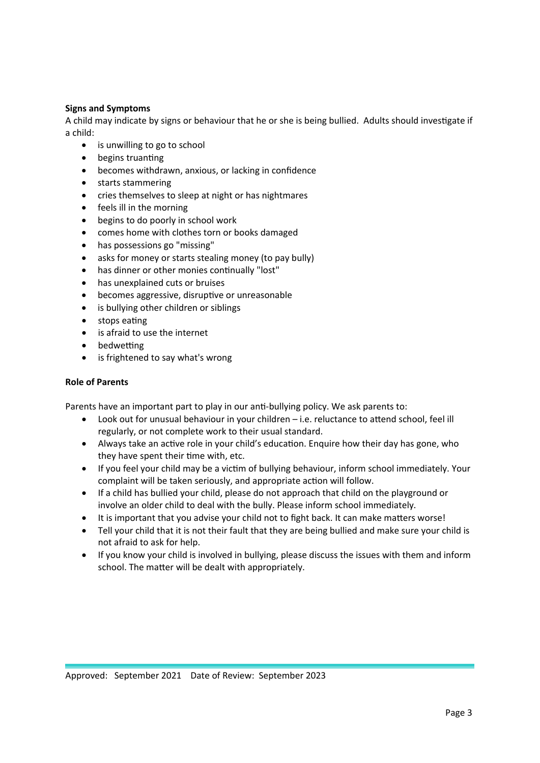**Signs and Symptoms**

A child may indicate by signs or behaviour that he or she is being bullied. Adults should investigate if a child:

- is unwilling to go to school
- begins truanting
- becomes withdrawn, anxious, or lacking in confidence
- starts stammering
- cries themselves to sleep at night or has nightmares
- feels ill in the morning
- begins to do poorly in school work
- comes home with clothes torn or books damaged
- has possessions go "missing"
- asks for money or starts stealing money (to pay bully)
- has dinner or other monies continually "lost"
- has unexplained cuts or bruises
- becomes aggressive, disruptive or unreasonable
- is bullying other children or siblings
- stops eating
- is afraid to use the internet
- bedwetting
- is frightened to say what's wrong

**Role of Parents**

Parents have an important part to play in our anti-bullying policy. We ask parents to:

- Look out for unusual behaviour in your children – i.e. reluctance to attend school, feel ill regularly, or not complete work to their usual standard.
- Always take an active role in your child's education. Enquire how their day has gone, who they have spent their time with, etc.
- If you feel your child may be a victim of bullying behaviour, inform school immediately. Your complaint will be taken seriously, and appropriate action will follow.
- If a child has bullied your child, please do not approach that child on the playground or involve an older child to deal with the bully. Please inform school immediately.
- It is important that you advise your child not to fight back. It can make matters worse!
- Tell your child that it is not their fault that they are being bullied and make sure your child is not afraid to ask for help.
- If you know your child is involved in bullying, please discuss the issues with them and inform school. The matter will be dealt with appropriately.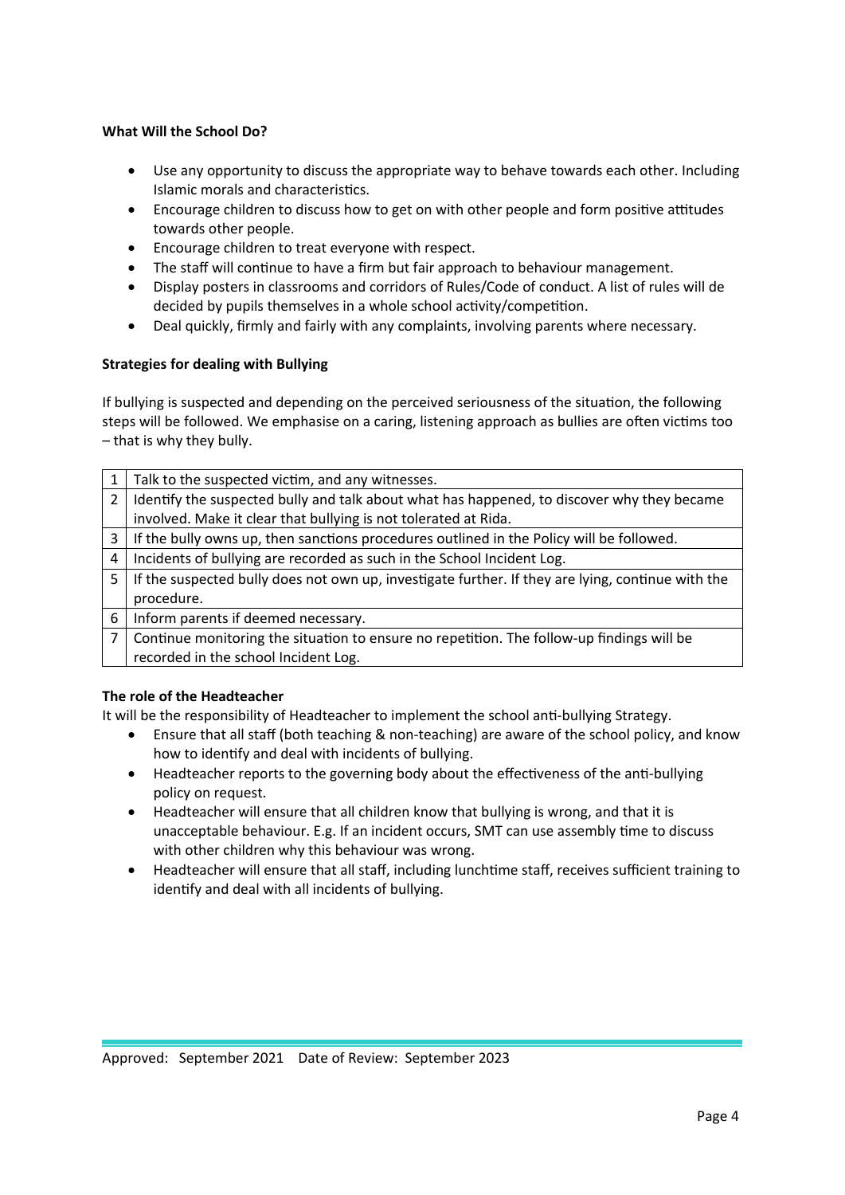**What Will the School Do?**

- Use any opportunity to discuss the appropriate way to behave towards each other. Including Islamic morals and characteristics.
- Encourage children to discuss how to get on with other people and form positive attitudes towards other people.
- Encourage children to treat everyone with respect.
- The staff will continue to have a firm but fair approach to behaviour management.
- Display posters in classrooms and corridors of Rules/Code of conduct. A list of rules will de decided by pupils themselves in a whole school activity/competition.
- Deal quickly, firmly and fairly with any complaints, involving parents where necessary.

**Strategies for dealing with Bullying**

If bullying is suspected and depending on the perceived seriousness of the situation, the following steps will be followed. We emphasise on a caring, listening approach as bullies are often victims too – that is why they bully.

| | |
|---|---|
| 1 | Talk to the suspected victim, and any witnesses. |
| 2 | Identify the suspected bully and talk about what has happened, to discover why they became involved. Make it clear that bullying is not tolerated at Rida. |
| 3 | If the bully owns up, then sanctions procedures outlined in the Policy will be followed. |
| 4 | Incidents of bullying are recorded as such in the School Incident Log. |
| 5 | If the suspected bully does not own up, investigate further. If they are lying, continue with the procedure. |
| 6 | Inform parents if deemed necessary. |
| 7 | Continue monitoring the situation to ensure no repetition. The follow-up findings will be recorded in the school Incident Log. |

**The role of the Headteacher**

It will be the responsibility of Headteacher to implement the school anti-bullying Strategy.

- Ensure that all staff (both teaching & non-teaching) are aware of the school policy, and know how to identify and deal with incidents of bullying.
- Headteacher reports to the governing body about the effectiveness of the anti-bullying policy on request.
- Headteacher will ensure that all children know that bullying is wrong, and that it is unacceptable behaviour. E.g. If an incident occurs, SMT can use assembly time to discuss with other children why this behaviour was wrong.
- Headteacher will ensure that all staff, including lunchtime staff, receives sufficient training to identify and deal with all incidents of bullying.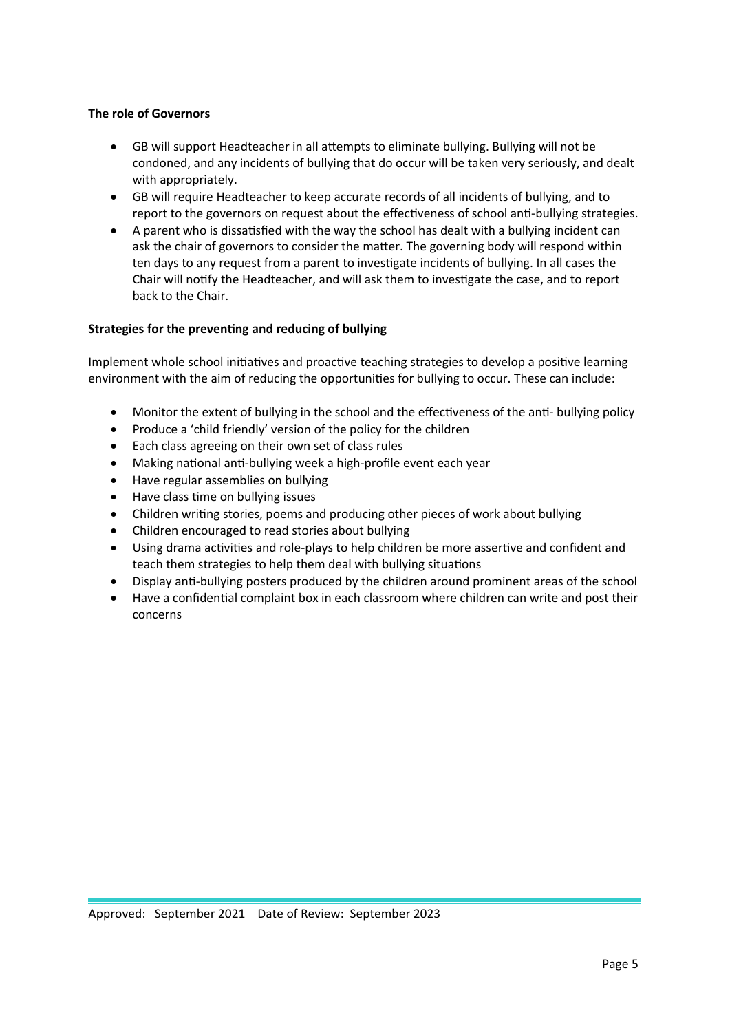**The role of Governors**

- GB will support Headteacher in all attempts to eliminate bullying. Bullying will not be condoned, and any incidents of bullying that do occur will be taken very seriously, and dealt with appropriately.
- GB will require Headteacher to keep accurate records of all incidents of bullying, and to report to the governors on request about the effectiveness of school anti-bullying strategies.
- A parent who is dissatisfied with the way the school has dealt with a bullying incident can ask the chair of governors to consider the matter. The governing body will respond within ten days to any request from a parent to investigate incidents of bullying. In all cases the Chair will notify the Headteacher, and will ask them to investigate the case, and to report back to the Chair.

**Strategies for the preventing and reducing of bullying**

Implement whole school initiatives and proactive teaching strategies to develop a positive learning environment with the aim of reducing the opportunities for bullying to occur. These can include:

- Monitor the extent of bullying in the school and the effectiveness of the anti- bullying policy
- Produce a 'child friendly' version of the policy for the children
- Each class agreeing on their own set of class rules
- Making national anti-bullying week a high-profile event each year
- Have regular assemblies on bullying
- Have class time on bullying issues
- Children writing stories, poems and producing other pieces of work about bullying
- Children encouraged to read stories about bullying
- Using drama activities and role-plays to help children be more assertive and confident and teach them strategies to help them deal with bullying situations
- Display anti-bullying posters produced by the children around prominent areas of the school
- Have a confidential complaint box in each classroom where children can write and post their concerns